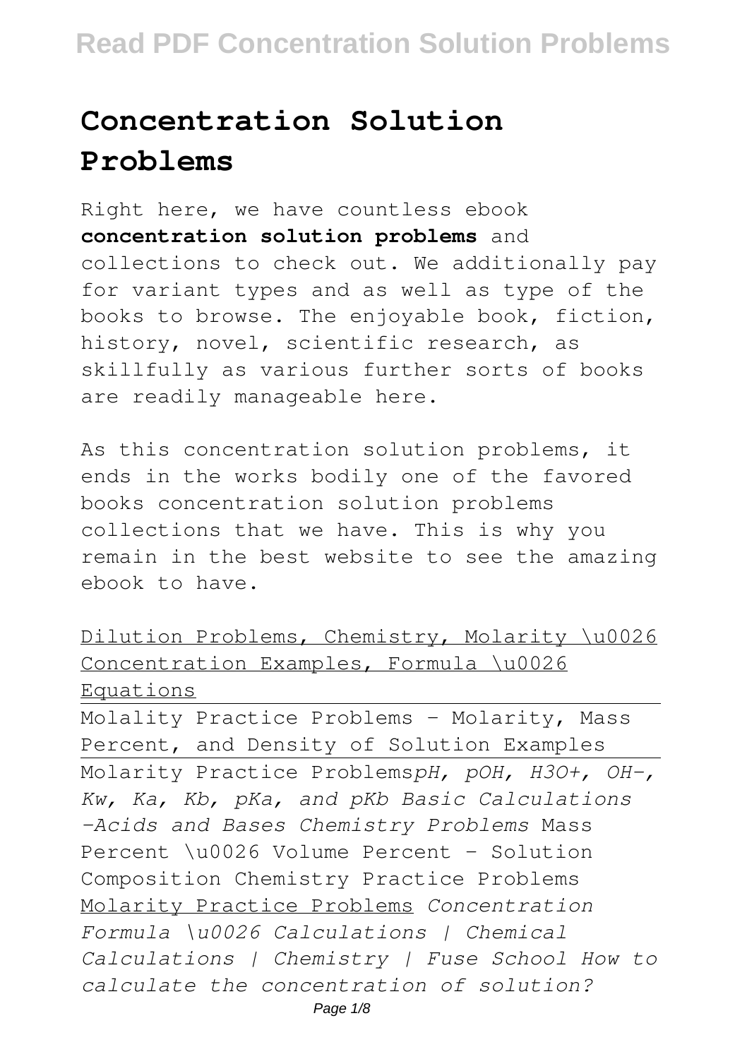# Concentration Solution Problems

Right here, we have countless ebook **concentration solution problems** and collections to check out. We additionally pay for variant types and as well as type of the books to browse. The enjoyable book, fiction, history, novel, scientific research, as skillfully as various further sorts of books are readily manageable here.

As this concentration solution problems, it ends in the works bodily one of the favored books concentration solution problems collections that we have. This is why you remain in the best website to see the amazing ebook to have.

Dilution Problems, Chemistry, Molarity \u0026 Concentration Examples, Formula \u0026 Equations

Molality Practice Problems - Molarity, Mass Percent, and Density of Solution Examples

Molarity Practice Problems*pH, pOH, H3O+, OH-, Kw, Ka, Kb, pKa, and pKb Basic Calculations -Acids and Bases Chemistry Problems* Mass Percent \u0026 Volume Percent - Solution Composition Chemistry Practice Problems Molarity Practice Problems *Concentration Formula \u0026 Calculations | Chemical Calculations | Chemistry | Fuse School How to calculate the concentration of solution?*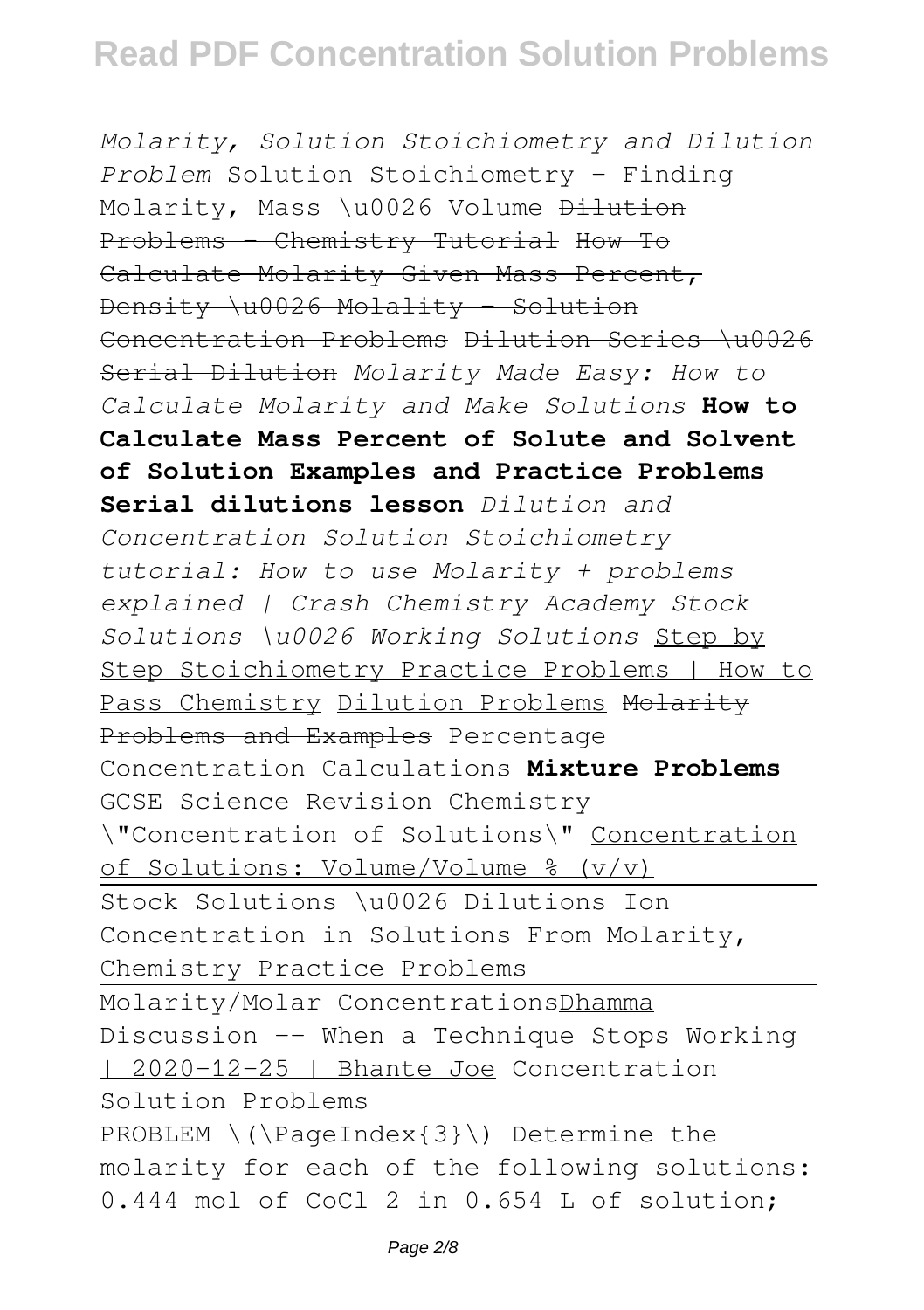*Molarity, Solution Stoichiometry and Dilution Problem* Solution Stoichiometry - Finding Molarity, Mass \u0026 Volume ~~Dilution Problems - Chemistry Tutorial~~ ~~How To Calculate Molarity Given Mass Percent, Density \u0026 Molality - Solution Concentration Problems~~ ~~Dilution Series \u0026 Serial Dilution~~ *Molarity Made Easy: How to Calculate Molarity and Make Solutions* **How to Calculate Mass Percent of Solute and Solvent of Solution Examples and Practice Problems** **Serial dilutions lesson** *Dilution and Concentration Solution Stoichiometry tutorial: How to use Molarity + problems explained | Crash Chemistry Academy* *Stock Solutions \u0026 Working Solutions* Step by Step Stoichiometry Practice Problems | How to Pass Chemistry Dilution Problems ~~Molarity Problems and Examples~~ Percentage Concentration Calculations **Mixture Problems** GCSE Science Revision Chemistry \"Concentration of Solutions\" Concentration of Solutions: Volume/Volume % (v/v)

Stock Solutions \u0026 Dilutions Ion Concentration in Solutions From Molarity, Chemistry Practice Problems

Molarity/Molar Concentrations Dhamma Discussion -- When a Technique Stops Working | 2020-12-25 | Bhante Joe Concentration Solution Problems

PROBLEM \(\PageIndex{3}\) Determine the molarity for each of the following solutions: 0.444 mol of $CoCl_2$ in 0.654 L of solution;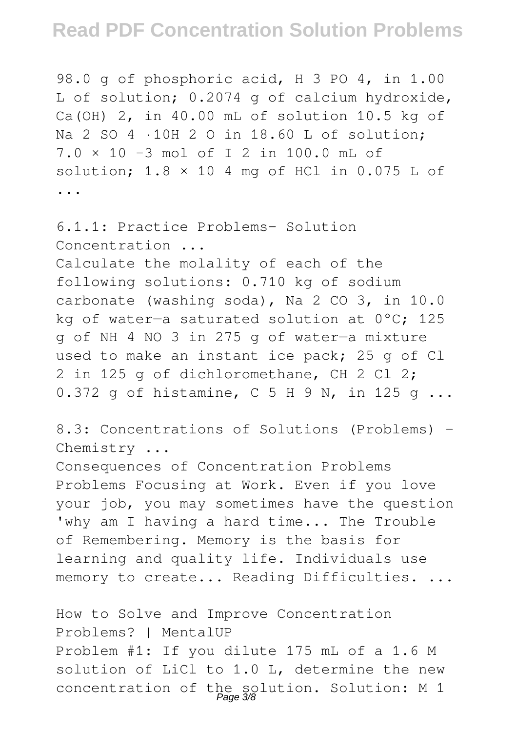98.0 g of phosphoric acid, $H_3PO_4$, in 1.00 L of solution; 0.2074 g of calcium hydroxide, $Ca(OH)_2$, in 40.00 mL of solution 10.5 kg of $Na_2SO_4 \cdot 10H_2O$ in 18.60 L of solution; $7.0 \times 10^{-3}$ mol of $I_2$ in 100.0 mL of solution; $1.8 \times 10^4$ mg of HCl in 0.075 L of ...

6.1.1: Practice Problems- Solution Concentration ...

Calculate the molality of each of the following solutions: 0.710 kg of sodium carbonate (washing soda), $Na_2CO_3$, in 10.0 kg of water—a saturated solution at 0°C; 125 g of $NH_4NO_3$ in 275 g of water—a mixture used to make an instant ice pack; 25 g of $Cl_2$ in 125 g of dichloromethane, $CH_2Cl_2$; 0.372 g of histamine, $C_5H_9N$, in 125 g ...

8.3: Concentrations of Solutions (Problems) - Chemistry ...

Consequences of Concentration Problems Problems Focusing at Work. Even if you love your job, you may sometimes have the question 'why am I having a hard time... The Trouble of Remembering. Memory is the basis for learning and quality life. Individuals use memory to create... Reading Difficulties. ...

How to Solve and Improve Concentration Problems? | MentalUP

Problem #1: If you dilute 175 mL of a 1.6 M solution of LiCl to 1.0 L, determine the new concentration of the solution. Solution: M 1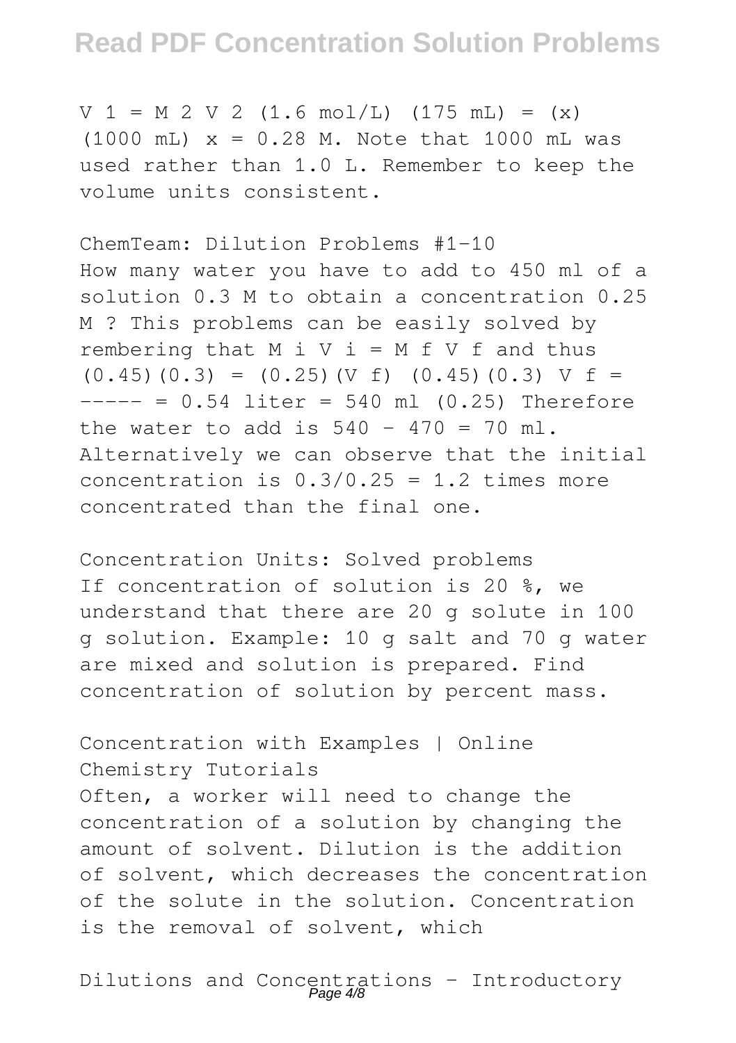$V_1 = M_2 V_2$ (1.6 mol/L) (175 mL) = (x) (1000 mL) x = 0.28 M. Note that 1000 mL was used rather than 1.0 L. Remember to keep the volume units consistent.

ChemTeam: Dilution Problems #1-10

How many water you have to add to 450 ml of a solution 0.3 M to obtain a concentration 0.25 M ? This problems can be easily solved by rembering that $M_i V_i = M_f V_f$ and thus $(0.45)(0.3) = (0.25)(V_f)$ $V_f = \frac{(0.45)(0.3)}{(0.25)} = 0.54$ liter = 540 ml Therefore the water to add is 540 - 470 = 70 ml. Alternatively we can observe that the initial concentration is 0.3/0.25 = 1.2 times more concentrated than the final one.

Concentration Units: Solved problems

If concentration of solution is 20 %, we understand that there are 20 g solute in 100 g solution. Example: 10 g salt and 70 g water are mixed and solution is prepared. Find concentration of solution by percent mass.

Concentration with Examples | Online Chemistry Tutorials

Often, a worker will need to change the concentration of a solution by changing the amount of solvent. Dilution is the addition of solvent, which decreases the concentration of the solute in the solution. Concentration is the removal of solvent, which

Dilutions and Concentrations – Introductory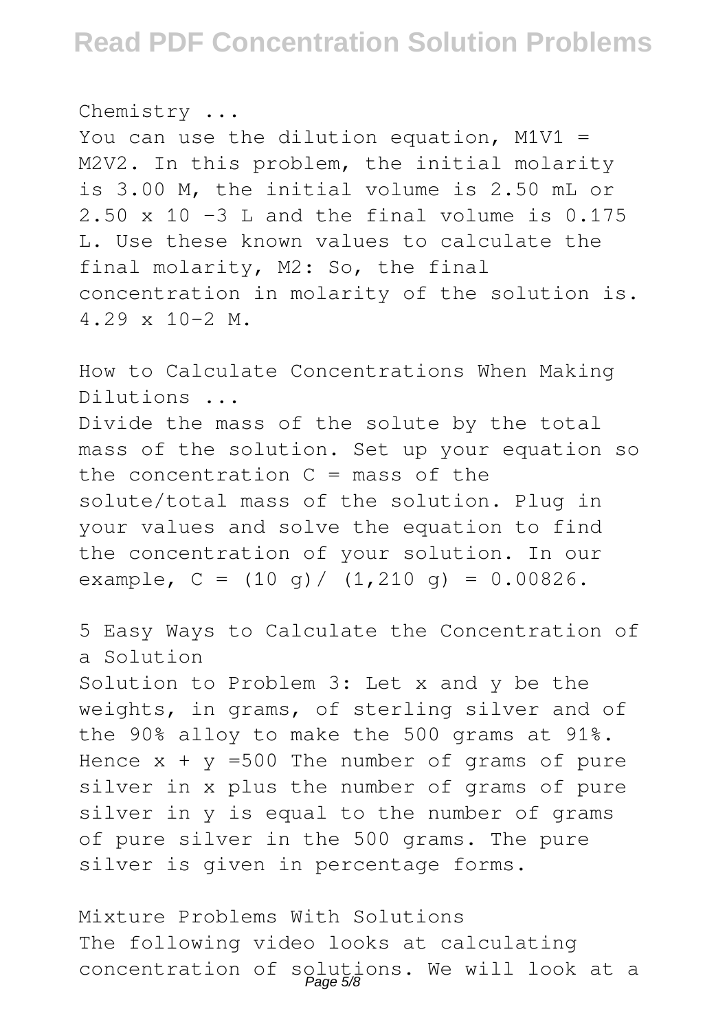Chemistry ...

You can use the dilution equation, $M_1V_1 = M_2V_2$. In this problem, the initial molarity is 3.00 M, the initial volume is 2.50 mL or $2.50 \times 10^{-3}$ L and the final volume is 0.175 L. Use these known values to calculate the final molarity, $M_2$: So, the final concentration in molarity of the solution is. $4.29 \times 10^{-2}$ M.

How to Calculate Concentrations When Making Dilutions ...

Divide the mass of the solute by the total mass of the solution. Set up your equation so the concentration C = mass of the solute/total mass of the solution. Plug in your values and solve the equation to find the concentration of your solution. In our example, $C = (10 \text{ g}) / (1{,}210 \text{ g}) = 0.00826$.

5 Easy Ways to Calculate the Concentration of a Solution

Solution to Problem 3: Let x and y be the weights, in grams, of sterling silver and of the 90% alloy to make the 500 grams at 91%. Hence $x + y = 500$ The number of grams of pure silver in x plus the number of grams of pure silver in y is equal to the number of grams of pure silver in the 500 grams. The pure silver is given in percentage forms.

Mixture Problems With Solutions

The following video looks at calculating concentration of solutions. We will look at a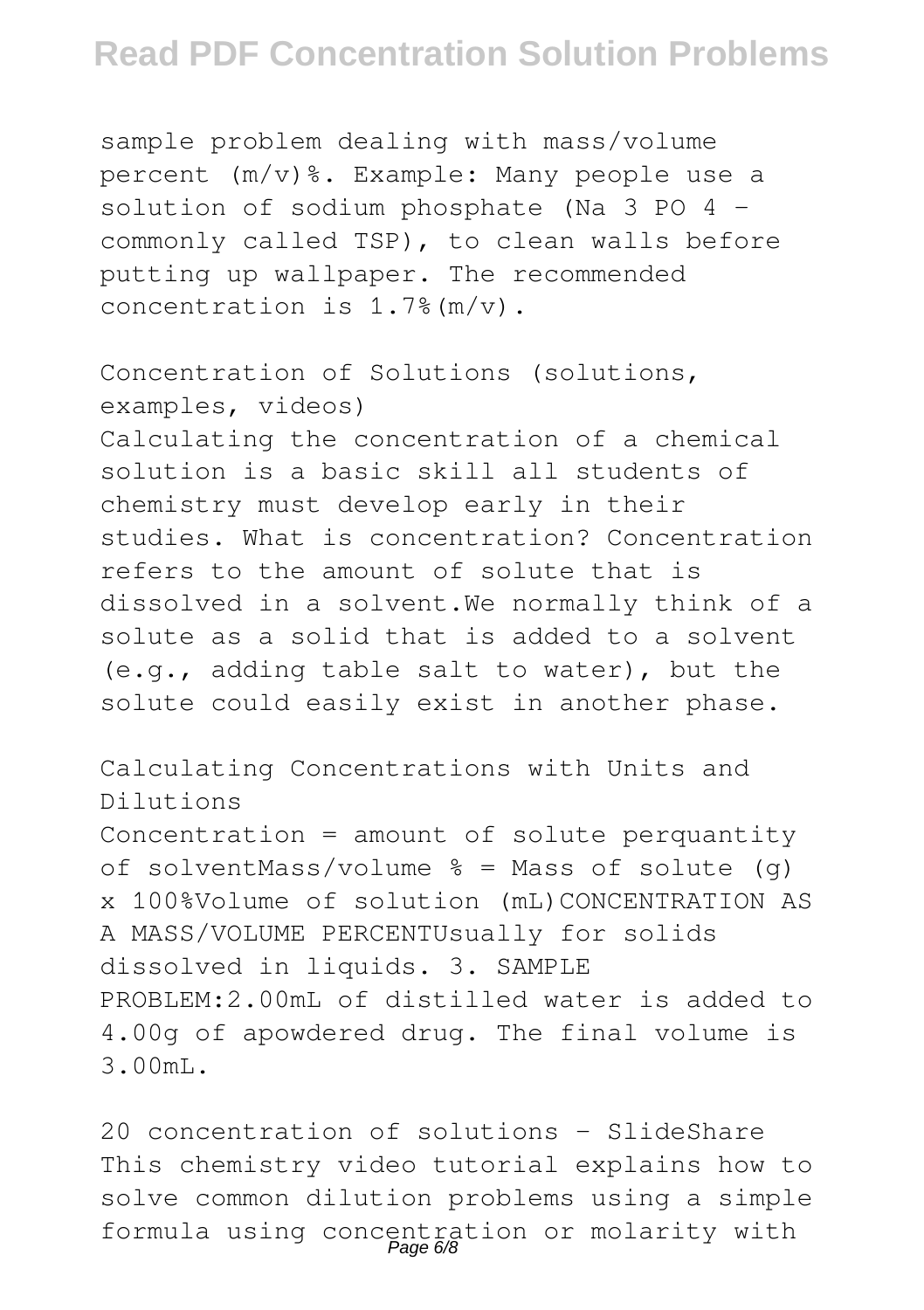sample problem dealing with mass/volume percent (m/v)%. Example: Many people use a solution of sodium phosphate ($Na_3PO_4$ – commonly called TSP), to clean walls before putting up wallpaper. The recommended concentration is 1.7%(m/v).

Concentration of Solutions (solutions, examples, videos)

Calculating the concentration of a chemical solution is a basic skill all students of chemistry must develop early in their studies. What is concentration? Concentration refers to the amount of solute that is dissolved in a solvent.We normally think of a solute as a solid that is added to a solvent (e.g., adding table salt to water), but the solute could easily exist in another phase.

Calculating Concentrations with Units and Dilutions

Concentration = amount of solute perquantity of solventMass/volume % = Mass of solute (g) x 100%Volume of solution (mL)CONCENTRATION AS A MASS/VOLUME PERCENTUsually for solids dissolved in liquids. 3. SAMPLE PROBLEM:2.00mL of distilled water is added to 4.00g of apowdered drug. The final volume is 3.00mL.

20 concentration of solutions - SlideShare

This chemistry video tutorial explains how to solve common dilution problems using a simple formula using concentration or molarity with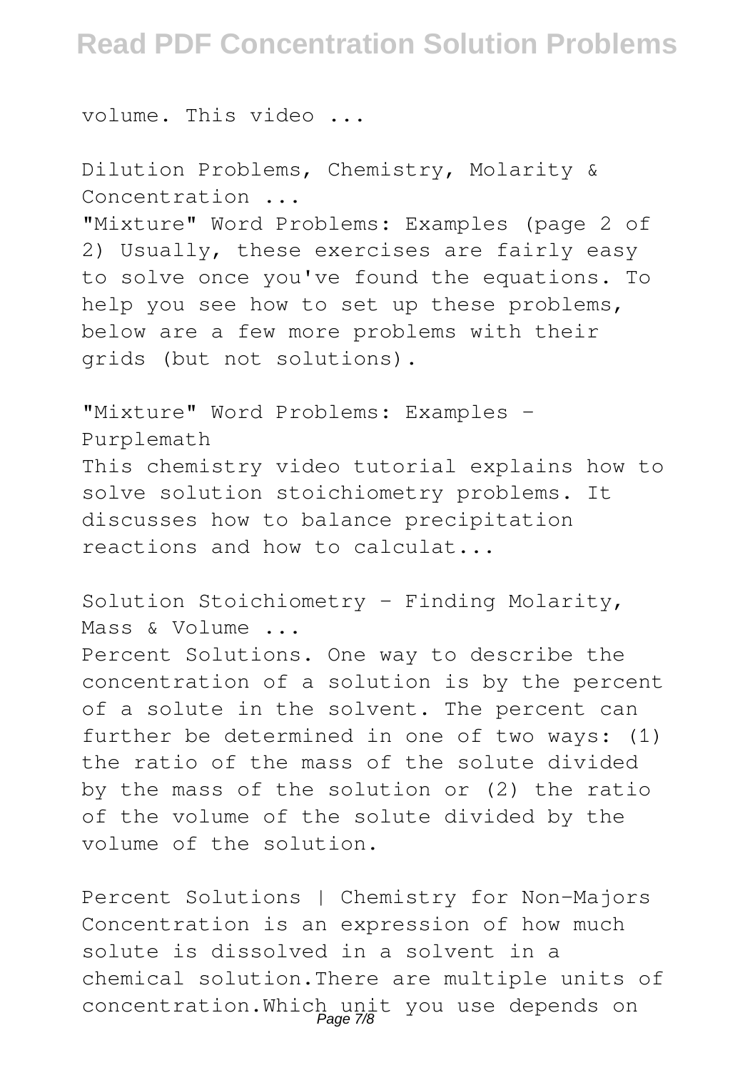volume. This video ...

Dilution Problems, Chemistry, Molarity & Concentration ...

"Mixture" Word Problems: Examples (page 2 of 2) Usually, these exercises are fairly easy to solve once you've found the equations. To help you see how to set up these problems, below are a few more problems with their grids (but not solutions).

"Mixture" Word Problems: Examples - Purplemath

This chemistry video tutorial explains how to solve solution stoichiometry problems. It discusses how to balance precipitation reactions and how to calculat...

Solution Stoichiometry - Finding Molarity, Mass & Volume ...

Percent Solutions. One way to describe the concentration of a solution is by the percent of a solute in the solvent. The percent can further be determined in one of two ways: (1) the ratio of the mass of the solute divided by the mass of the solution or (2) the ratio of the volume of the solute divided by the volume of the solution.

Percent Solutions | Chemistry for Non-Majors

Concentration is an expression of how much solute is dissolved in a solvent in a chemical solution.There are multiple units of concentration.Which unit you use depends on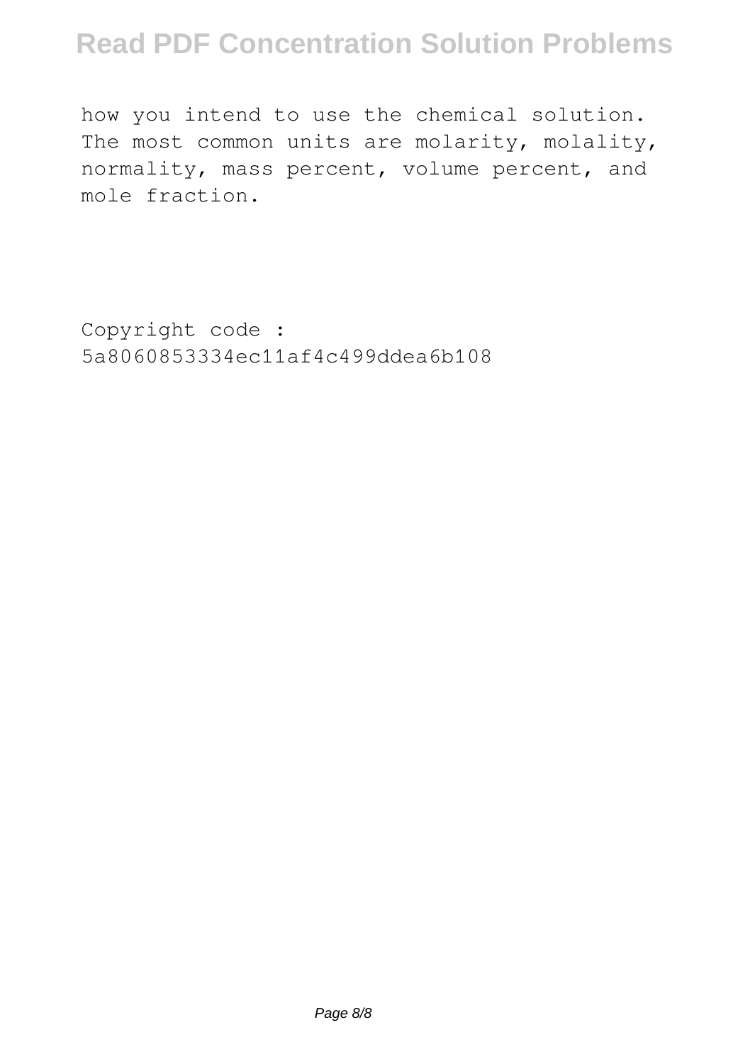how you intend to use the chemical solution. The most common units are molarity, molality, normality, mass percent, volume percent, and mole fraction.

Copyright code : 5a8060853334ec11af4c499ddea6b108